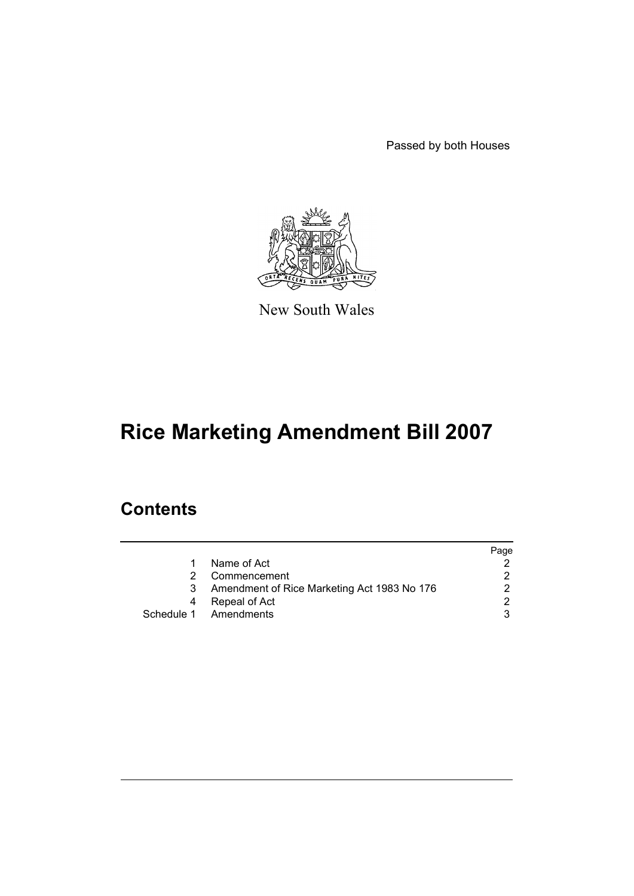Passed by both Houses

New South Wales

# Rice Marketing Amendment Bill 2007

## Contents

| | | Page |
|---|---|---|
| 1 | Name of Act | 2 |
| 2 | Commencement | 2 |
| 3 | Amendment of Rice Marketing Act 1983 No 176 | 2 |
| 4 | Repeal of Act | 2 |
| Schedule 1 | Amendments | 3 |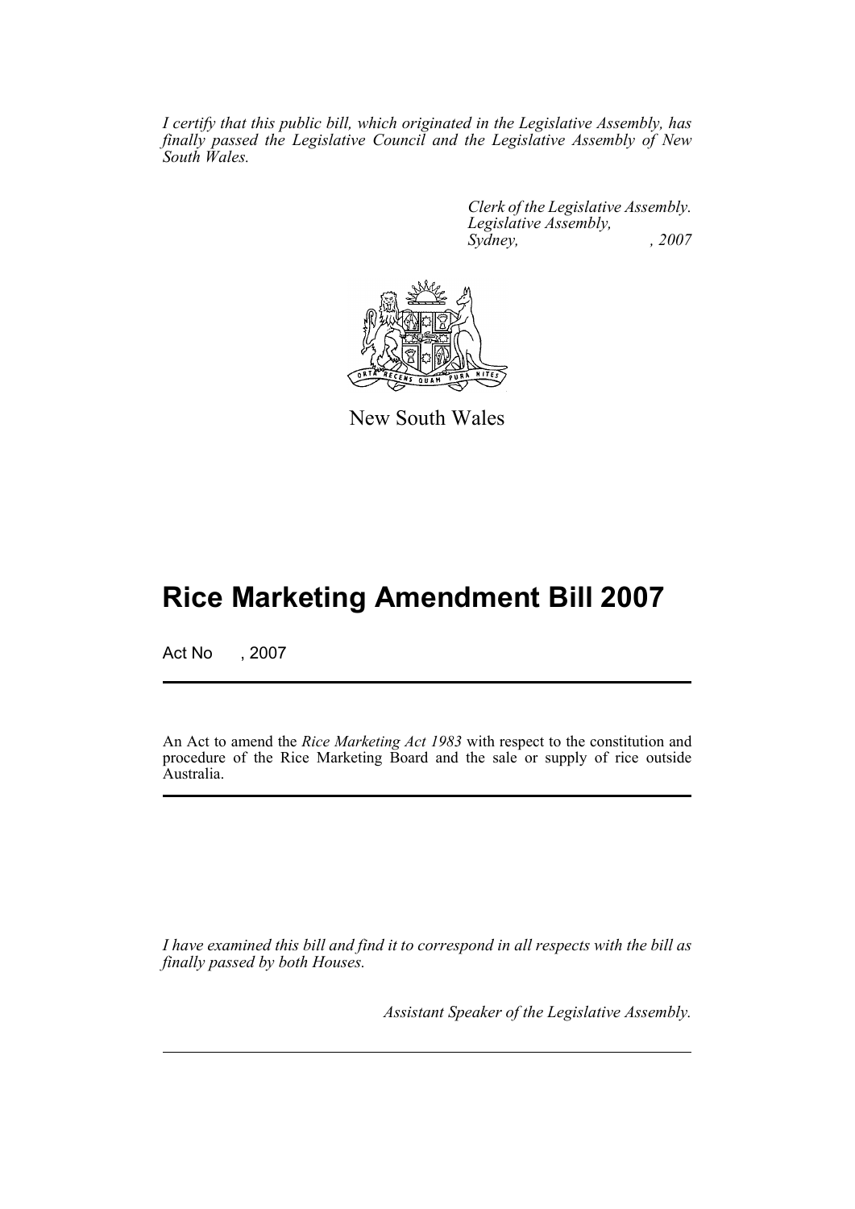*I certify that this public bill, which originated in the Legislative Assembly, has finally passed the Legislative Council and the Legislative Assembly of New South Wales.*

*Clerk of the Legislative Assembly.*
*Legislative Assembly,*
*Sydney, , 2007*

New South Wales

# Rice Marketing Amendment Bill 2007

Act No , 2007

An Act to amend the *Rice Marketing Act 1983* with respect to the constitution and procedure of the Rice Marketing Board and the sale or supply of rice outside Australia.

*I have examined this bill and find it to correspond in all respects with the bill as finally passed by both Houses.*

*Assistant Speaker of the Legislative Assembly.*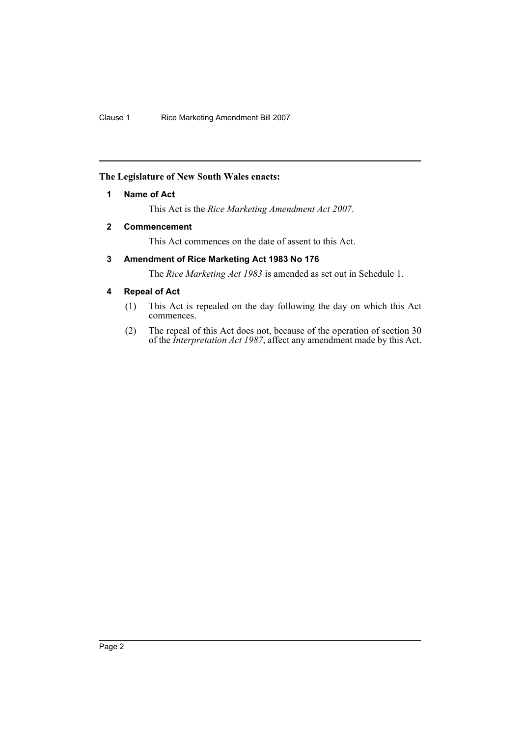**The Legislature of New South Wales enacts:**

## 1 Name of Act

This Act is the *Rice Marketing Amendment Act 2007*.

## 2 Commencement

This Act commences on the date of assent to this Act.

## 3 Amendment of Rice Marketing Act 1983 No 176

The *Rice Marketing Act 1983* is amended as set out in Schedule 1.

## 4 Repeal of Act

(1) This Act is repealed on the day following the day on which this Act commences.

(2) The repeal of this Act does not, because of the operation of section 30 of the *Interpretation Act 1987*, affect any amendment made by this Act.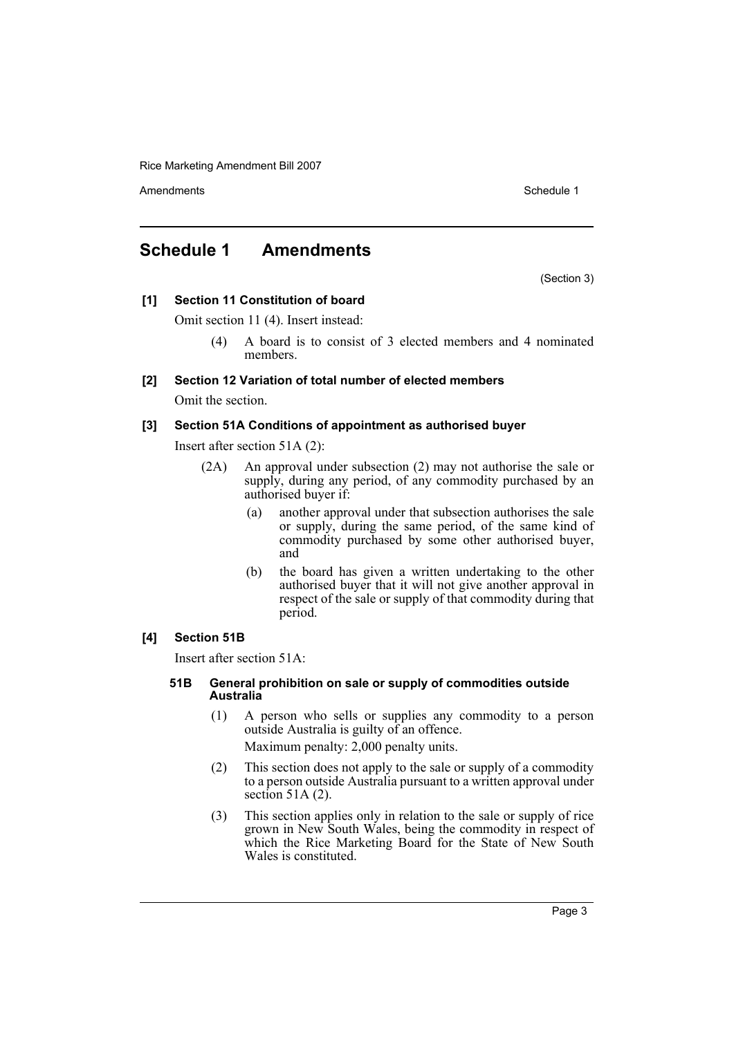# Schedule 1 Amendments

(Section 3)

**[1] Section 11 Constitution of board**

Omit section 11 (4). Insert instead:

> (4) A board is to consist of 3 elected members and 4 nominated members.

**[2] Section 12 Variation of total number of elected members**

Omit the section.

**[3] Section 51A Conditions of appointment as authorised buyer**

Insert after section 51A (2):

> (2A) An approval under subsection (2) may not authorise the sale or supply, during any period, of any commodity purchased by an authorised buyer if:
>
> (a) another approval under that subsection authorises the sale or supply, during the same period, of the same kind of commodity purchased by some other authorised buyer, and
>
> (b) the board has given a written undertaking to the other authorised buyer that it will not give another approval in respect of the sale or supply of that commodity during that period.

**[4] Section 51B**

Insert after section 51A:

> **51B General prohibition on sale or supply of commodities outside Australia**
>
> (1) A person who sells or supplies any commodity to a person outside Australia is guilty of an offence.
>
> Maximum penalty: 2,000 penalty units.
>
> (2) This section does not apply to the sale or supply of a commodity to a person outside Australia pursuant to a written approval under section 51A (2).
>
> (3) This section applies only in relation to the sale or supply of rice grown in New South Wales, being the commodity in respect of which the Rice Marketing Board for the State of New South Wales is constituted.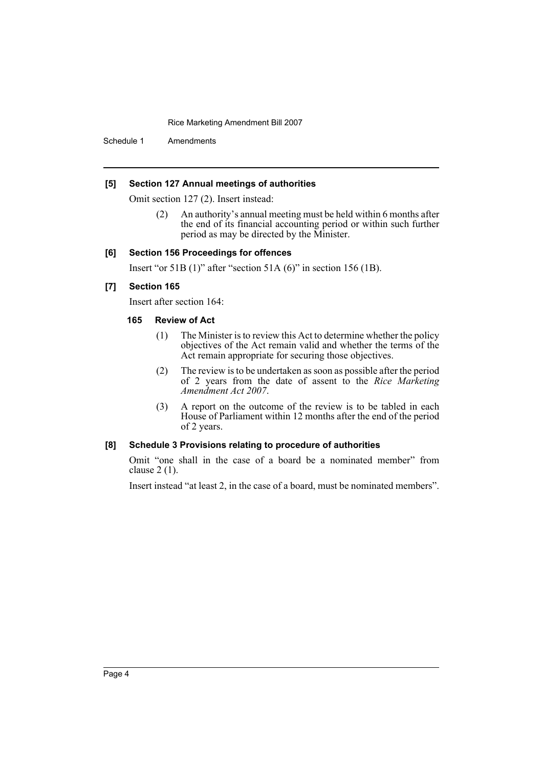**[5] Section 127 Annual meetings of authorities**

Omit section 127 (2). Insert instead:

> (2) An authority's annual meeting must be held within 6 months after the end of its financial accounting period or within such further period as may be directed by the Minister.

**[6] Section 156 Proceedings for offences**

Insert "or 51B (1)" after "section 51A (6)" in section 156 (1B).

**[7] Section 165**

Insert after section 164:

> **165 Review of Act**
>
> (1) The Minister is to review this Act to determine whether the policy objectives of the Act remain valid and whether the terms of the Act remain appropriate for securing those objectives.
>
> (2) The review is to be undertaken as soon as possible after the period of 2 years from the date of assent to the *Rice Marketing Amendment Act 2007*.
>
> (3) A report on the outcome of the review is to be tabled in each House of Parliament within 12 months after the end of the period of 2 years.

**[8] Schedule 3 Provisions relating to procedure of authorities**

Omit "one shall in the case of a board be a nominated member" from clause 2 (1).

Insert instead "at least 2, in the case of a board, must be nominated members".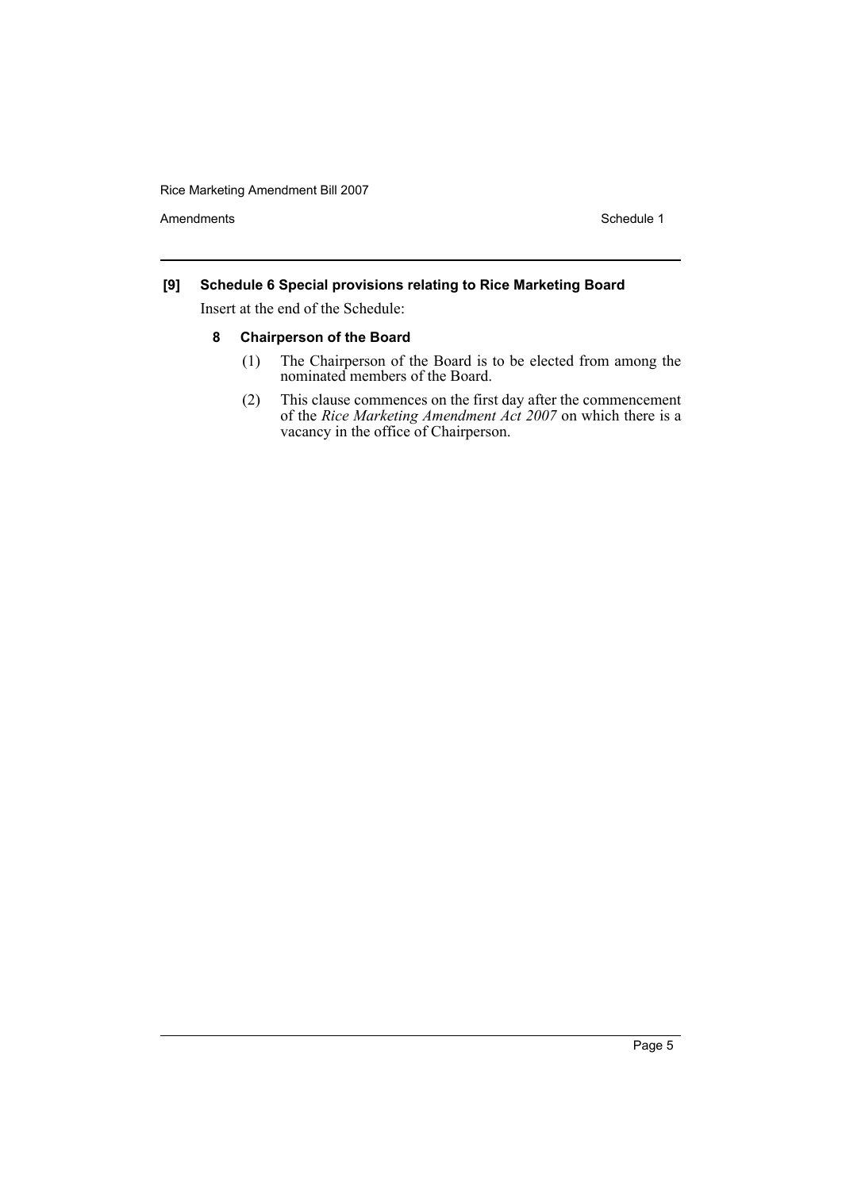**[9] Schedule 6 Special provisions relating to Rice Marketing Board**

Insert at the end of the Schedule:

**8 Chairperson of the Board**

(1) The Chairperson of the Board is to be elected from among the nominated members of the Board.

(2) This clause commences on the first day after the commencement of the *Rice Marketing Amendment Act 2007* on which there is a vacancy in the office of Chairperson.